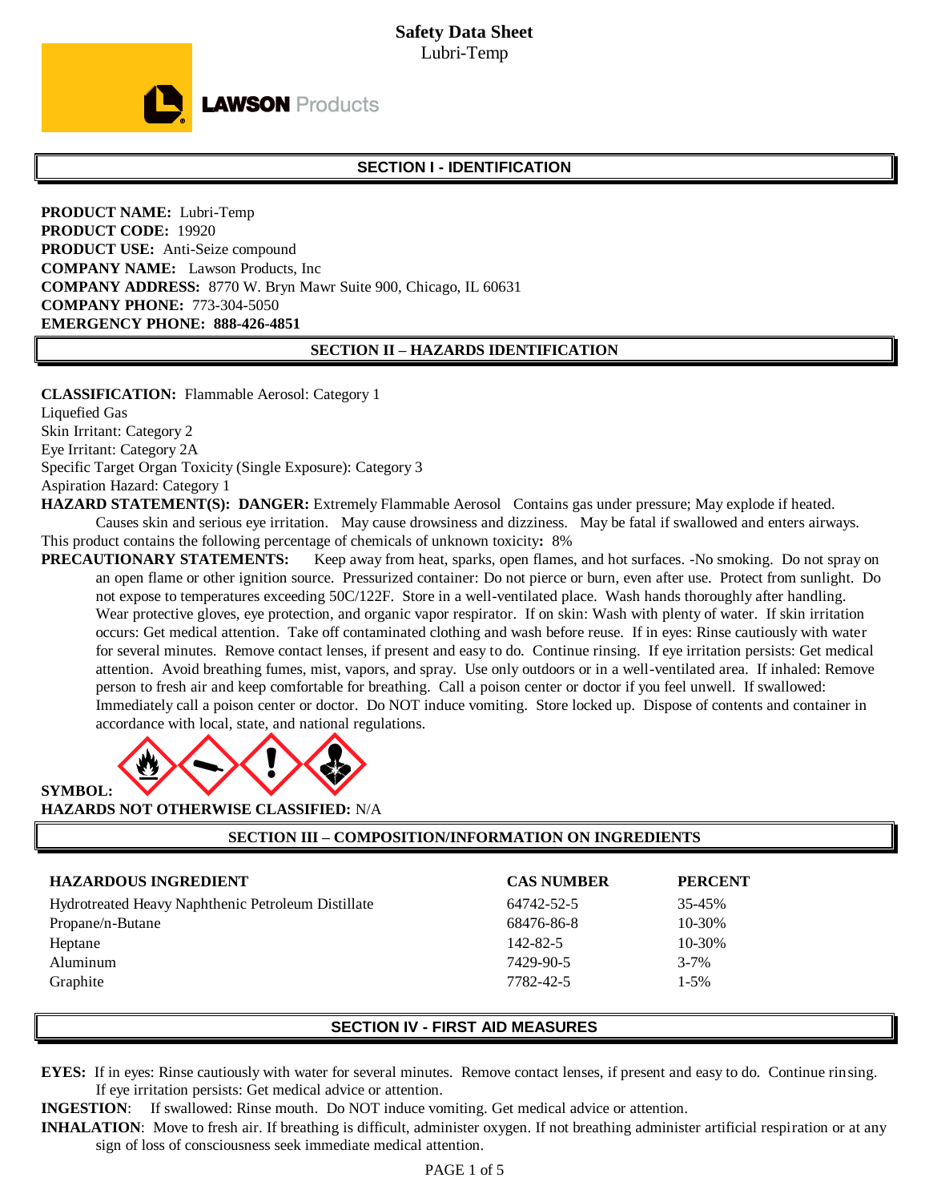# Safety Data Sheet

Lubri-Temp

LAWSON Products

## SECTION I - IDENTIFICATION

**PRODUCT NAME:** Lubri-Temp
**PRODUCT CODE:** 19920
**PRODUCT USE:** Anti-Seize compound
**COMPANY NAME:** Lawson Products, Inc
**COMPANY ADDRESS:** 8770 W. Bryn Mawr Suite 900, Chicago, IL 60631
**COMPANY PHONE:** 773-304-5050
**EMERGENCY PHONE: 888-426-4851**

## SECTION II – HAZARDS IDENTIFICATION

**CLASSIFICATION:** Flammable Aerosol: Category 1
Liquefied Gas
Skin Irritant: Category 2
Eye Irritant: Category 2A
Specific Target Organ Toxicity (Single Exposure): Category 3
Aspiration Hazard: Category 1

**HAZARD STATEMENT(S): DANGER:** Extremely Flammable Aerosol Contains gas under pressure; May explode if heated. Causes skin and serious eye irritation. May cause drowsiness and dizziness. May be fatal if swallowed and enters airways.

This product contains the following percentage of chemicals of unknown toxicity**:** 8%

**PRECAUTIONARY STATEMENTS:** Keep away from heat, sparks, open flames, and hot surfaces. -No smoking. Do not spray on an open flame or other ignition source. Pressurized container: Do not pierce or burn, even after use. Protect from sunlight. Do not expose to temperatures exceeding 50C/122F. Store in a well-ventilated place. Wash hands thoroughly after handling. Wear protective gloves, eye protection, and organic vapor respirator. If on skin: Wash with plenty of water. If skin irritation occurs: Get medical attention. Take off contaminated clothing and wash before reuse. If in eyes: Rinse cautiously with water for several minutes. Remove contact lenses, if present and easy to do. Continue rinsing. If eye irritation persists: Get medical attention. Avoid breathing fumes, mist, vapors, and spray. Use only outdoors or in a well-ventilated area. If inhaled: Remove person to fresh air and keep comfortable for breathing. Call a poison center or doctor if you feel unwell. If swallowed: Immediately call a poison center or doctor. Do NOT induce vomiting. Store locked up. Dispose of contents and container in accordance with local, state, and national regulations.

**SYMBOL:**

**HAZARDS NOT OTHERWISE CLASSIFIED:** N/A

## SECTION III – COMPOSITION/INFORMATION ON INGREDIENTS

| HAZARDOUS INGREDIENT | CAS NUMBER | PERCENT |
|---|---|---|
| Hydrotreated Heavy Naphthenic Petroleum Distillate | 64742-52-5 | 35-45% |
| Propane/n-Butane | 68476-86-8 | 10-30% |
| Heptane | 142-82-5 | 10-30% |
| Aluminum | 7429-90-5 | 3-7% |
| Graphite | 7782-42-5 | 1-5% |

## SECTION IV - FIRST AID MEASURES

**EYES:** If in eyes: Rinse cautiously with water for several minutes. Remove contact lenses, if present and easy to do. Continue rinsing. If eye irritation persists: Get medical advice or attention.

**INGESTION**: If swallowed: Rinse mouth. Do NOT induce vomiting. Get medical advice or attention.

**INHALATION**: Move to fresh air. If breathing is difficult, administer oxygen. If not breathing administer artificial respiration or at any sign of loss of consciousness seek immediate medical attention.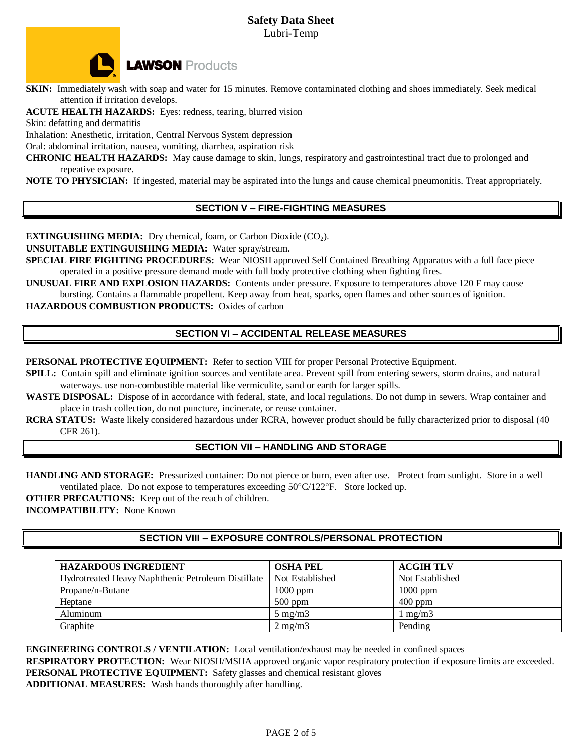**SKIN:** Immediately wash with soap and water for 15 minutes. Remove contaminated clothing and shoes immediately. Seek medical attention if irritation develops.

**ACUTE HEALTH HAZARDS:** Eyes: redness, tearing, blurred vision

Skin: defatting and dermatitis

Inhalation: Anesthetic, irritation, Central Nervous System depression

Oral: abdominal irritation, nausea, vomiting, diarrhea, aspiration risk

**CHRONIC HEALTH HAZARDS:** May cause damage to skin, lungs, respiratory and gastrointestinal tract due to prolonged and repeative exposure.

**NOTE TO PHYSICIAN:** If ingested, material may be aspirated into the lungs and cause chemical pneumonitis. Treat appropriately.

## SECTION V – FIRE-FIGHTING MEASURES

**EXTINGUISHING MEDIA:** Dry chemical, foam, or Carbon Dioxide ($CO_2$).

**UNSUITABLE EXTINGUISHING MEDIA:** Water spray/stream.

**SPECIAL FIRE FIGHTING PROCEDURES:** Wear NIOSH approved Self Contained Breathing Apparatus with a full face piece operated in a positive pressure demand mode with full body protective clothing when fighting fires.

**UNUSUAL FIRE AND EXPLOSION HAZARDS:** Contents under pressure. Exposure to temperatures above 120 F may cause bursting. Contains a flammable propellent. Keep away from heat, sparks, open flames and other sources of ignition.

**HAZARDOUS COMBUSTION PRODUCTS:** Oxides of carbon

## SECTION VI – ACCIDENTAL RELEASE MEASURES

**PERSONAL PROTECTIVE EQUIPMENT:** Refer to section VIII for proper Personal Protective Equipment.

**SPILL:** Contain spill and eliminate ignition sources and ventilate area. Prevent spill from entering sewers, storm drains, and natural waterways. use non-combustible material like vermiculite, sand or earth for larger spills.

**WASTE DISPOSAL:** Dispose of in accordance with federal, state, and local regulations. Do not dump in sewers. Wrap container and place in trash collection, do not puncture, incinerate, or reuse container.

**RCRA STATUS:** Waste likely considered hazardous under RCRA, however product should be fully characterized prior to disposal (40 CFR 261).

## SECTION VII – HANDLING AND STORAGE

**HANDLING AND STORAGE:** Pressurized container: Do not pierce or burn, even after use. Protect from sunlight. Store in a well ventilated place. Do not expose to temperatures exceeding 50°C/122°F. Store locked up.

**OTHER PRECAUTIONS:** Keep out of the reach of children.

**INCOMPATIBILITY:** None Known

## SECTION VIII – EXPOSURE CONTROLS/PERSONAL PROTECTION

| HAZARDOUS INGREDIENT | OSHA PEL | ACGIH TLV |
|---|---|---|
| Hydrotreated Heavy Naphthenic Petroleum Distillate | Not Established | Not Established |
| Propane/n-Butane | 1000 ppm | 1000 ppm |
| Heptane | 500 ppm | 400 ppm |
| Aluminum | 5 mg/m3 | 1 mg/m3 |
| Graphite | 2 mg/m3 | Pending |

**ENGINEERING CONTROLS / VENTILATION:** Local ventilation/exhaust may be needed in confined spaces

**RESPIRATORY PROTECTION:** Wear NIOSH/MSHA approved organic vapor respiratory protection if exposure limits are exceeded.

**PERSONAL PROTECTIVE EQUIPMENT:** Safety glasses and chemical resistant gloves

**ADDITIONAL MEASURES:** Wash hands thoroughly after handling.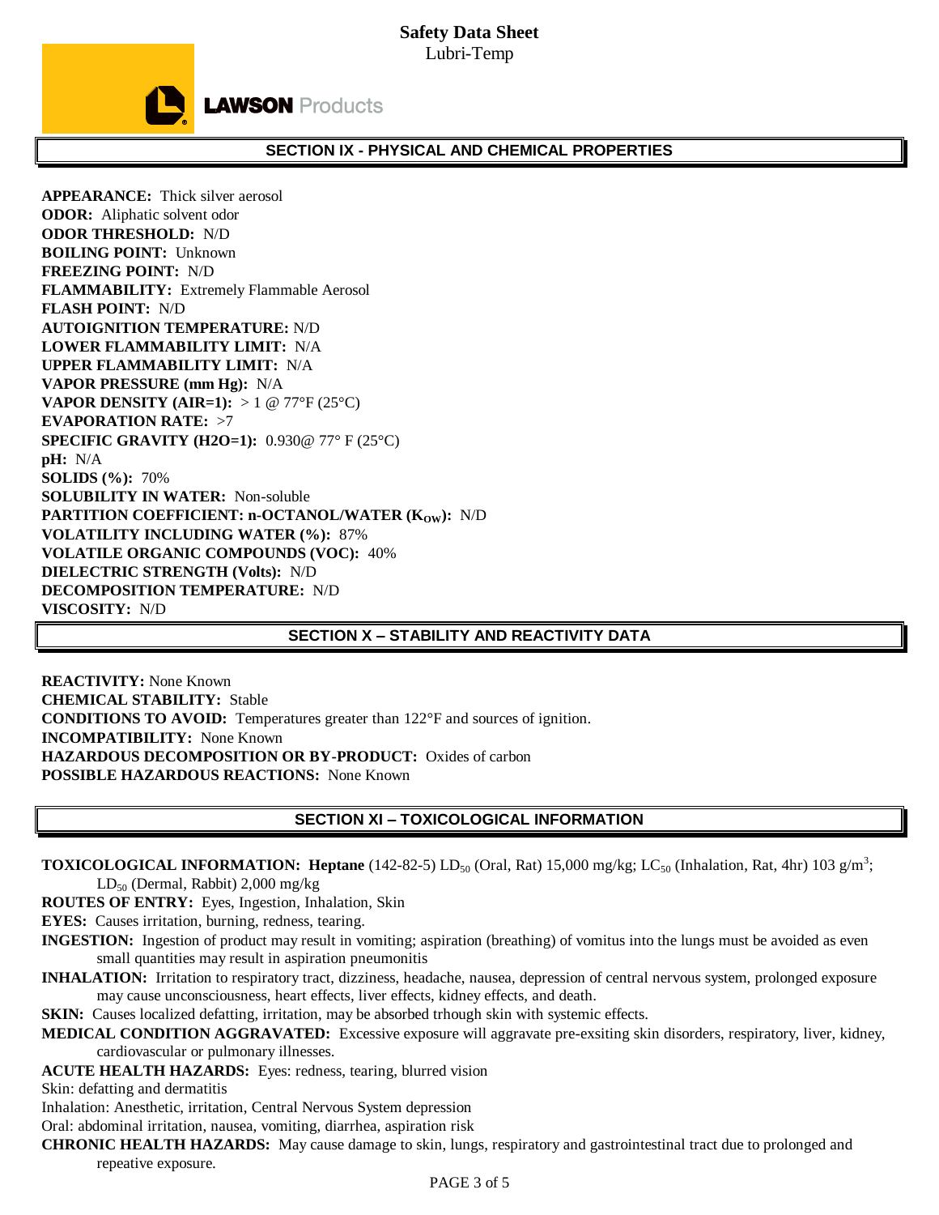## SECTION IX - PHYSICAL AND CHEMICAL PROPERTIES

**APPEARANCE:** Thick silver aerosol
**ODOR:** Aliphatic solvent odor
**ODOR THRESHOLD:** N/D
**BOILING POINT:** Unknown
**FREEZING POINT:** N/D
**FLAMMABILITY:** Extremely Flammable Aerosol
**FLASH POINT:** N/D
**AUTOIGNITION TEMPERATURE:** N/D
**LOWER FLAMMABILITY LIMIT:** N/A
**UPPER FLAMMABILITY LIMIT:** N/A
**VAPOR PRESSURE (mm Hg):** N/A
**VAPOR DENSITY (AIR=1):** > 1 @ 77°F (25°C)
**EVAPORATION RATE:** >7
**SPECIFIC GRAVITY (H2O=1):** 0.930@ 77° F (25°C)
**pH:** N/A
**SOLIDS (%):** 70%
**SOLUBILITY IN WATER:** Non-soluble
**PARTITION COEFFICIENT: n-OCTANOL/WATER ($K_{OW}$):** N/D
**VOLATILITY INCLUDING WATER (%):** 87%
**VOLATILE ORGANIC COMPOUNDS (VOC):** 40%
**DIELECTRIC STRENGTH (Volts):** N/D
**DECOMPOSITION TEMPERATURE:** N/D
**VISCOSITY:** N/D

## SECTION X – STABILITY AND REACTIVITY DATA

**REACTIVITY:** None Known
**CHEMICAL STABILITY:** Stable
**CONDITIONS TO AVOID:** Temperatures greater than 122°F and sources of ignition.
**INCOMPATIBILITY:** None Known
**HAZARDOUS DECOMPOSITION OR BY-PRODUCT:** Oxides of carbon
**POSSIBLE HAZARDOUS REACTIONS:** None Known

## SECTION XI – TOXICOLOGICAL INFORMATION

**TOXICOLOGICAL INFORMATION: Heptane** (142-82-5) $LD_{50}$ (Oral, Rat) 15,000 mg/kg; $LC_{50}$ (Inhalation, Rat, 4hr) 103 g/$m^3$; $LD_{50}$ (Dermal, Rabbit) 2,000 mg/kg
**ROUTES OF ENTRY:** Eyes, Ingestion, Inhalation, Skin
**EYES:** Causes irritation, burning, redness, tearing.
**INGESTION:** Ingestion of product may result in vomiting; aspiration (breathing) of vomitus into the lungs must be avoided as even small quantities may result in aspiration pneumonitis
**INHALATION:** Irritation to respiratory tract, dizziness, headache, nausea, depression of central nervous system, prolonged exposure may cause unconsciousness, heart effects, liver effects, kidney effects, and death.
**SKIN:** Causes localized defatting, irritation, may be absorbed trhough skin with systemic effects.
**MEDICAL CONDITION AGGRAVATED:** Excessive exposure will aggravate pre-exsiting skin disorders, respiratory, liver, kidney, cardiovascular or pulmonary illnesses.
**ACUTE HEALTH HAZARDS:** Eyes: redness, tearing, blurred vision
Skin: defatting and dermatitis
Inhalation: Anesthetic, irritation, Central Nervous System depression
Oral: abdominal irritation, nausea, vomiting, diarrhea, aspiration risk
**CHRONIC HEALTH HAZARDS:** May cause damage to skin, lungs, respiratory and gastrointestinal tract due to prolonged and repeative exposure.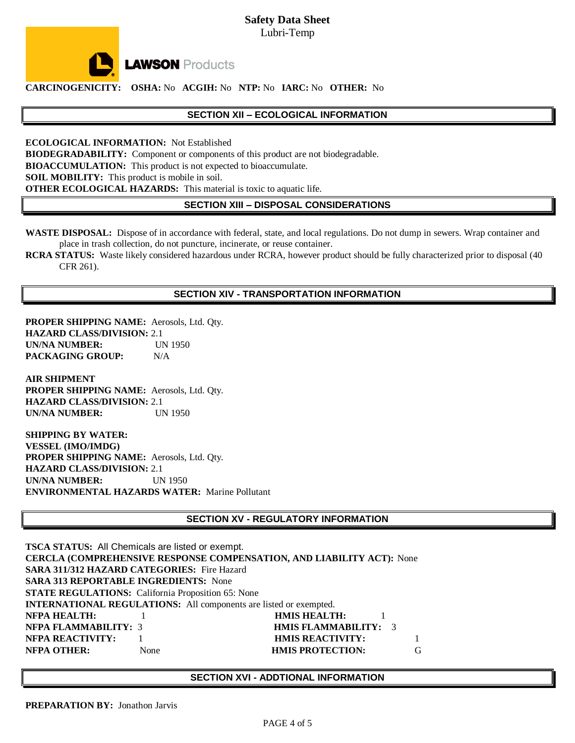**CARCINOGENICITY:** **OSHA:** No **ACGIH:** No **NTP:** No **IARC:** No **OTHER:** No

## SECTION XII – ECOLOGICAL INFORMATION

**ECOLOGICAL INFORMATION:** Not Established
**BIODEGRADABILITY:** Component or components of this product are not biodegradable.
**BIOACCUMULATION:** This product is not expected to bioaccumulate.
**SOIL MOBILITY:** This product is mobile in soil.
**OTHER ECOLOGICAL HAZARDS:** This material is toxic to aquatic life.

## SECTION XIII – DISPOSAL CONSIDERATIONS

**WASTE DISPOSAL:** Dispose of in accordance with federal, state, and local regulations. Do not dump in sewers. Wrap container and place in trash collection, do not puncture, incinerate, or reuse container.
**RCRA STATUS:** Waste likely considered hazardous under RCRA, however product should be fully characterized prior to disposal (40 CFR 261).

## SECTION XIV - TRANSPORTATION INFORMATION

**PROPER SHIPPING NAME:** Aerosols, Ltd. Qty.
**HAZARD CLASS/DIVISION:** 2.1
**UN/NA NUMBER:** UN 1950
**PACKAGING GROUP:** N/A

**AIR SHIPMENT**
**PROPER SHIPPING NAME:** Aerosols, Ltd. Qty.
**HAZARD CLASS/DIVISION:** 2.1
**UN/NA NUMBER:** UN 1950

**SHIPPING BY WATER:**
**VESSEL (IMO/IMDG)**
**PROPER SHIPPING NAME:** Aerosols, Ltd. Qty.
**HAZARD CLASS/DIVISION:** 2.1
**UN/NA NUMBER:** UN 1950
**ENVIRONMENTAL HAZARDS WATER:** Marine Pollutant

## SECTION XV - REGULATORY INFORMATION

**TSCA STATUS:** All Chemicals are listed or exempt.
**CERCLA (COMPREHENSIVE RESPONSE COMPENSATION, AND LIABILITY ACT):** None
**SARA 311/312 HAZARD CATEGORIES:** Fire Hazard
**SARA 313 REPORTABLE INGREDIENTS:** None
**STATE REGULATIONS:** California Proposition 65: None
**INTERNATIONAL REGULATIONS:** All components are listed or exempted.

| | | | |
|---|---|---|---|
| **NFPA HEALTH:** | 1 | **HMIS HEALTH:** | 1 |
| **NFPA FLAMMABILITY:** | 3 | **HMIS FLAMMABILITY:** | 3 |
| **NFPA REACTIVITY:** | 1 | **HMIS REACTIVITY:** | 1 |
| **NFPA OTHER:** | None | **HMIS PROTECTION:** | G |

## SECTION XVI - ADDTIONAL INFORMATION

**PREPARATION BY:** Jonathon Jarvis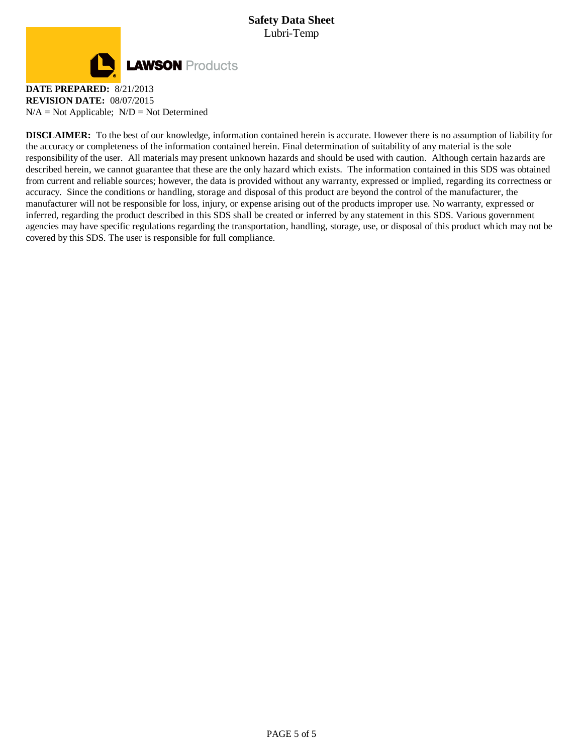**DATE PREPARED:** 8/21/2013
**REVISION DATE:** 08/07/2015
N/A = Not Applicable; N/D = Not Determined

**DISCLAIMER:** To the best of our knowledge, information contained herein is accurate. However there is no assumption of liability for the accuracy or completeness of the information contained herein. Final determination of suitability of any material is the sole responsibility of the user. All materials may present unknown hazards and should be used with caution. Although certain hazards are described herein, we cannot guarantee that these are the only hazard which exists. The information contained in this SDS was obtained from current and reliable sources; however, the data is provided without any warranty, expressed or implied, regarding its correctness or accuracy. Since the conditions or handling, storage and disposal of this product are beyond the control of the manufacturer, the manufacturer will not be responsible for loss, injury, or expense arising out of the products improper use. No warranty, expressed or inferred, regarding the product described in this SDS shall be created or inferred by any statement in this SDS. Various government agencies may have specific regulations regarding the transportation, handling, storage, use, or disposal of this product which may not be covered by this SDS. The user is responsible for full compliance.